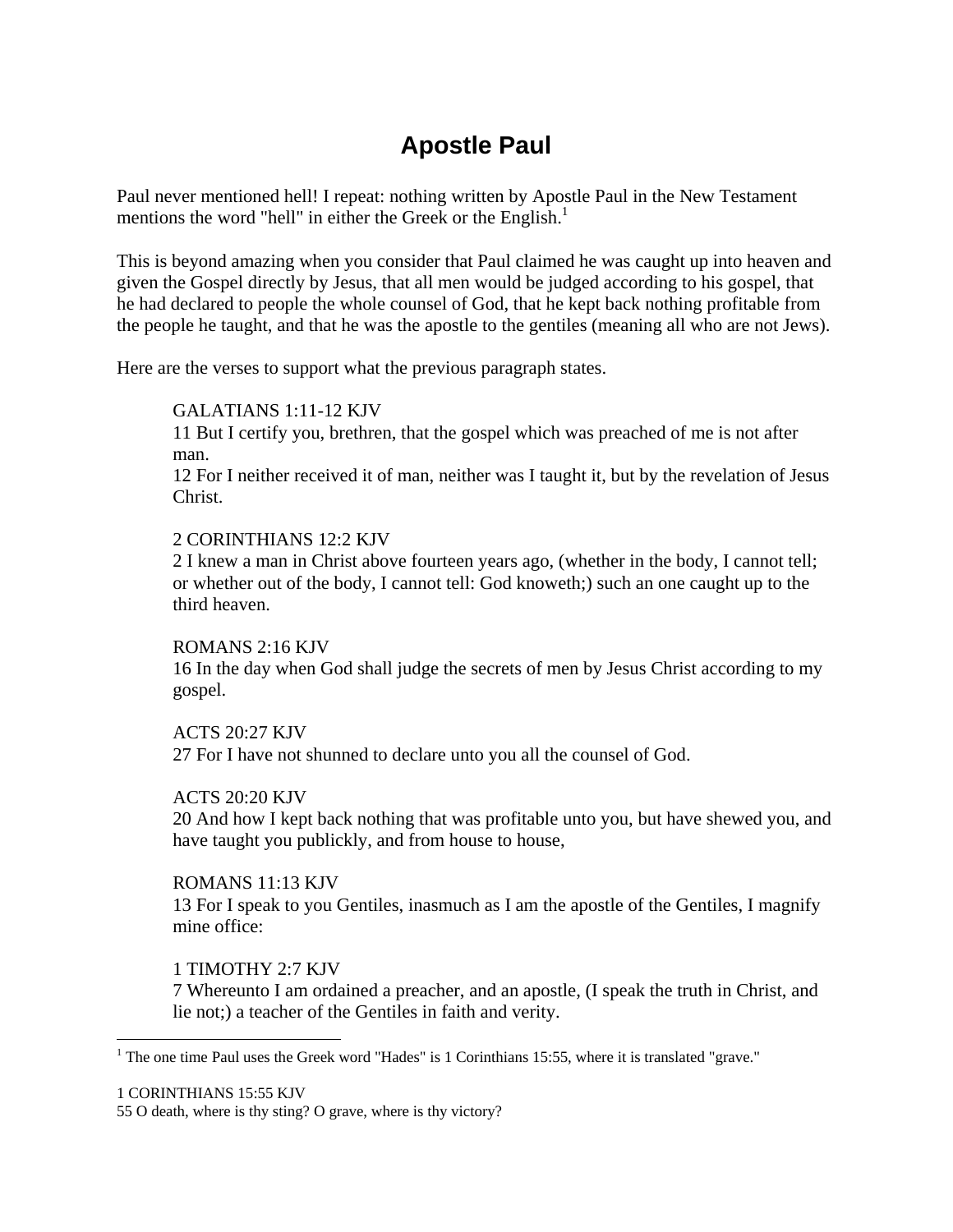# Apostle Paul

Paul never mentioned hell! I repeat: nothing written by Apostle Paul in the New Testament mentions the word "hell" in either the Greek or the English.[1]

This is beyond amazing when you consider that Paul claimed he was caught up into heaven and given the Gospel directly by Jesus, that all men would be judged according to his gospel, that he had declared to people the whole counsel of God, that he kept back nothing profitable from the people he taught, and that he was the apostle to the gentiles (meaning all who are not Jews).

Here are the verses to support what the previous paragraph states.

> GALATIANS 1:11-12 KJV
> 11 But I certify you, brethren, that the gospel which was preached of me is not after man.
> 12 For I neither received it of man, neither was I taught it, but by the revelation of Jesus Christ.
>
> 2 CORINTHIANS 12:2 KJV
> 2 I knew a man in Christ above fourteen years ago, (whether in the body, I cannot tell; or whether out of the body, I cannot tell: God knoweth;) such an one caught up to the third heaven.
>
> ROMANS 2:16 KJV
> 16 In the day when God shall judge the secrets of men by Jesus Christ according to my gospel.
>
> ACTS 20:27 KJV
> 27 For I have not shunned to declare unto you all the counsel of God.
>
> ACTS 20:20 KJV
> 20 And how I kept back nothing that was profitable unto you, but have shewed you, and have taught you publickly, and from house to house,
>
> ROMANS 11:13 KJV
> 13 For I speak to you Gentiles, inasmuch as I am the apostle of the Gentiles, I magnify mine office:
>
> 1 TIMOTHY 2:7 KJV
> 7 Whereunto I am ordained a preacher, and an apostle, (I speak the truth in Christ, and lie not;) a teacher of the Gentiles in faith and verity.

---

[1] The one time Paul uses the Greek word "Hades" is 1 Corinthians 15:55, where it is translated "grave."

1 CORINTHIANS 15:55 KJV
55 O death, where is thy sting? O grave, where is thy victory?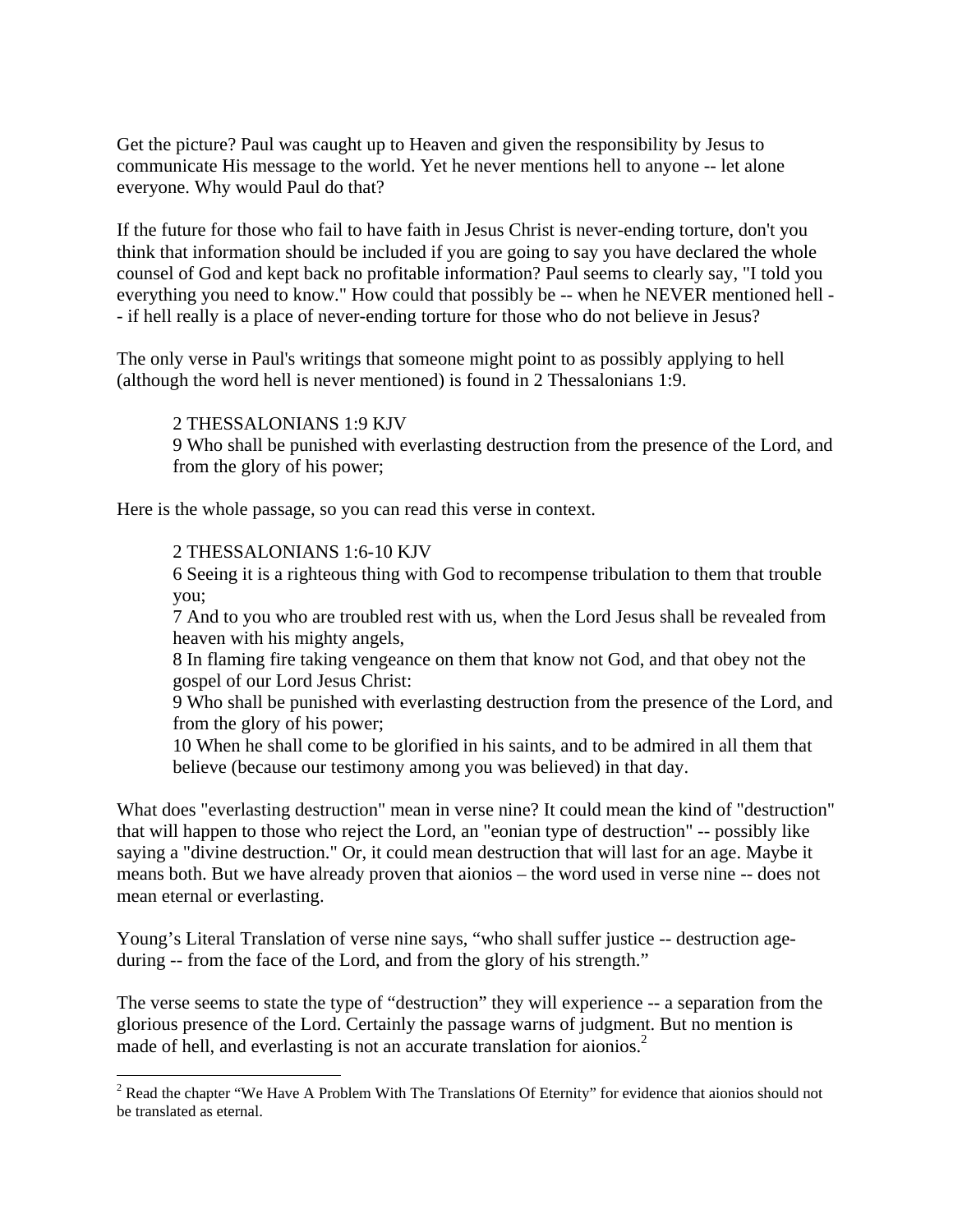Get the picture? Paul was caught up to Heaven and given the responsibility by Jesus to communicate His message to the world. Yet he never mentions hell to anyone -- let alone everyone. Why would Paul do that?

If the future for those who fail to have faith in Jesus Christ is never-ending torture, don't you think that information should be included if you are going to say you have declared the whole counsel of God and kept back no profitable information? Paul seems to clearly say, "I told you everything you need to know." How could that possibly be -- when he NEVER mentioned hell -- if hell really is a place of never-ending torture for those who do not believe in Jesus?

The only verse in Paul's writings that someone might point to as possibly applying to hell (although the word hell is never mentioned) is found in 2 Thessalonians 1:9.

> 2 THESSALONIANS 1:9 KJV
> 9 Who shall be punished with everlasting destruction from the presence of the Lord, and from the glory of his power;

Here is the whole passage, so you can read this verse in context.

> 2 THESSALONIANS 1:6-10 KJV
> 6 Seeing it is a righteous thing with God to recompense tribulation to them that trouble you;
> 7 And to you who are troubled rest with us, when the Lord Jesus shall be revealed from heaven with his mighty angels,
> 8 In flaming fire taking vengeance on them that know not God, and that obey not the gospel of our Lord Jesus Christ:
> 9 Who shall be punished with everlasting destruction from the presence of the Lord, and from the glory of his power;
> 10 When he shall come to be glorified in his saints, and to be admired in all them that believe (because our testimony among you was believed) in that day.

What does "everlasting destruction" mean in verse nine? It could mean the kind of "destruction" that will happen to those who reject the Lord, an "eonian type of destruction" -- possibly like saying a "divine destruction." Or, it could mean destruction that will last for an age. Maybe it means both. But we have already proven that aionios – the word used in verse nine -- does not mean eternal or everlasting.

Young's Literal Translation of verse nine says, "who shall suffer justice -- destruction age-during -- from the face of the Lord, and from the glory of his strength."

The verse seems to state the type of "destruction" they will experience -- a separation from the glorious presence of the Lord. Certainly the passage warns of judgment. But no mention is made of hell, and everlasting is not an accurate translation for aionios.[2]

[2] Read the chapter "We Have A Problem With The Translations Of Eternity" for evidence that aionios should not be translated as eternal.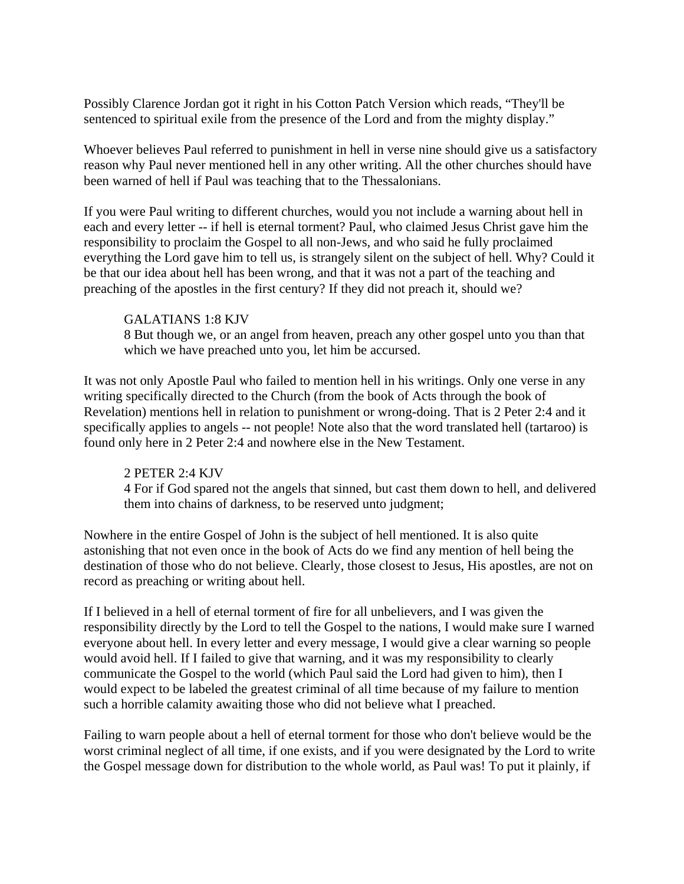Possibly Clarence Jordan got it right in his Cotton Patch Version which reads, “They'll be sentenced to spiritual exile from the presence of the Lord and from the mighty display.”

Whoever believes Paul referred to punishment in hell in verse nine should give us a satisfactory reason why Paul never mentioned hell in any other writing. All the other churches should have been warned of hell if Paul was teaching that to the Thessalonians.

If you were Paul writing to different churches, would you not include a warning about hell in each and every letter -- if hell is eternal torment? Paul, who claimed Jesus Christ gave him the responsibility to proclaim the Gospel to all non-Jews, and who said he fully proclaimed everything the Lord gave him to tell us, is strangely silent on the subject of hell. Why? Could it be that our idea about hell has been wrong, and that it was not a part of the teaching and preaching of the apostles in the first century? If they did not preach it, should we?

> GALATIANS 1:8 KJV
> 8 But though we, or an angel from heaven, preach any other gospel unto you than that which we have preached unto you, let him be accursed.

It was not only Apostle Paul who failed to mention hell in his writings. Only one verse in any writing specifically directed to the Church (from the book of Acts through the book of Revelation) mentions hell in relation to punishment or wrong-doing. That is 2 Peter 2:4 and it specifically applies to angels -- not people! Note also that the word translated hell (tartaroo) is found only here in 2 Peter 2:4 and nowhere else in the New Testament.

> 2 PETER 2:4 KJV
> 4 For if God spared not the angels that sinned, but cast them down to hell, and delivered them into chains of darkness, to be reserved unto judgment;

Nowhere in the entire Gospel of John is the subject of hell mentioned. It is also quite astonishing that not even once in the book of Acts do we find any mention of hell being the destination of those who do not believe. Clearly, those closest to Jesus, His apostles, are not on record as preaching or writing about hell.

If I believed in a hell of eternal torment of fire for all unbelievers, and I was given the responsibility directly by the Lord to tell the Gospel to the nations, I would make sure I warned everyone about hell. In every letter and every message, I would give a clear warning so people would avoid hell. If I failed to give that warning, and it was my responsibility to clearly communicate the Gospel to the world (which Paul said the Lord had given to him), then I would expect to be labeled the greatest criminal of all time because of my failure to mention such a horrible calamity awaiting those who did not believe what I preached.

Failing to warn people about a hell of eternal torment for those who don't believe would be the worst criminal neglect of all time, if one exists, and if you were designated by the Lord to write the Gospel message down for distribution to the whole world, as Paul was! To put it plainly, if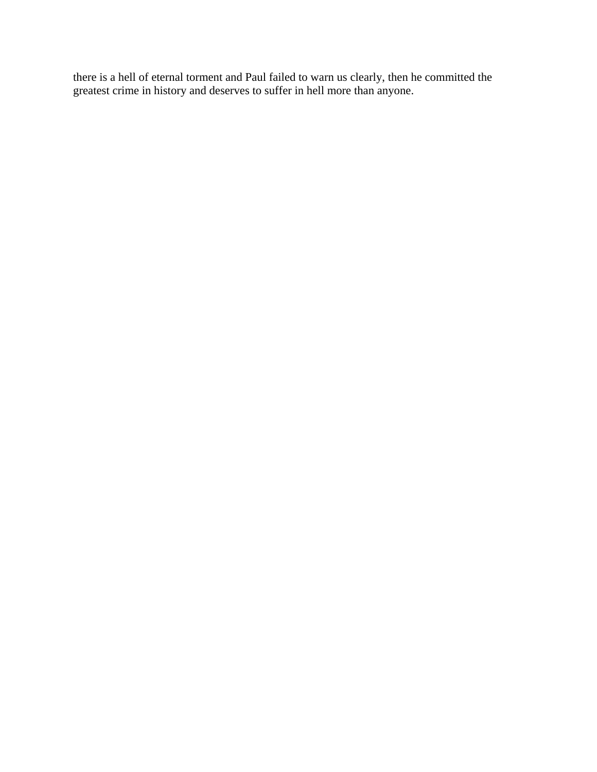there is a hell of eternal torment and Paul failed to warn us clearly, then he committed the greatest crime in history and deserves to suffer in hell more than anyone.